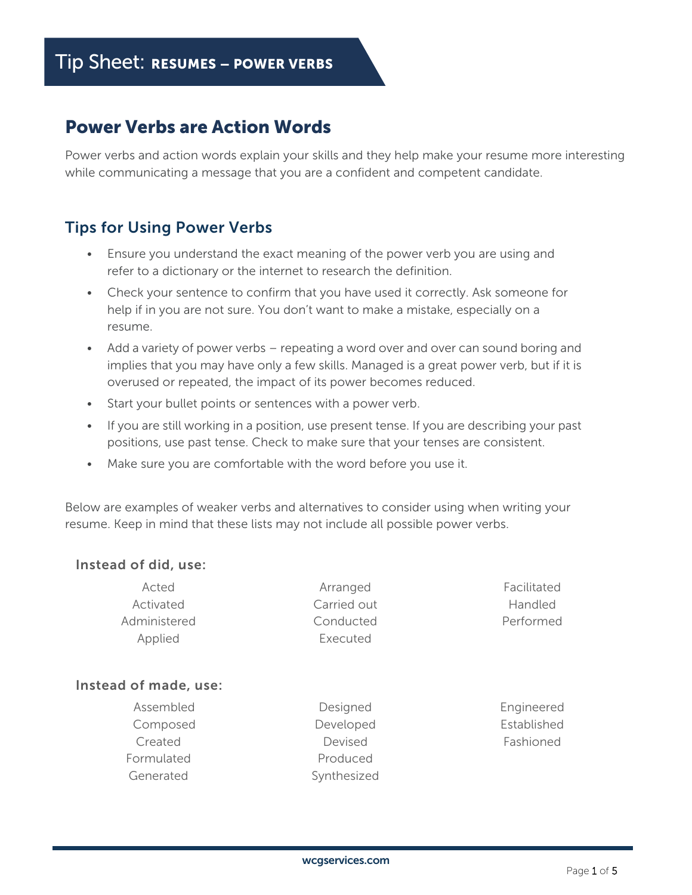# Tip Sheet: RESUMES – POWER VERBS

## Power Verbs are Action Words

Power verbs and action words explain your skills and they help make your resume more interesting while communicating a message that you are a confident and competent candidate.

## Tips for Using Power Verbs

- Ensure you understand the exact meaning of the power verb you are using and refer to a dictionary or the internet to research the definition.
- Check your sentence to confirm that you have used it correctly. Ask someone for help if in you are not sure. You don't want to make a mistake, especially on a resume.
- Add a variety of power verbs – repeating a word over and over can sound boring and implies that you may have only a few skills. Managed is a great power verb, but if it is overused or repeated, the impact of its power becomes reduced.
- Start your bullet points or sentences with a power verb.
- If you are still working in a position, use present tense. If you are describing your past positions, use past tense. Check to make sure that your tenses are consistent.
- Make sure you are comfortable with the word before you use it.

Below are examples of weaker verbs and alternatives to consider using when writing your resume. Keep in mind that these lists may not include all possible power verbs.

### Instead of did, use:

| | | |
|---|---|---|
| Acted | Arranged | Facilitated |
| Activated | Carried out | Handled |
| Administered | Conducted | Performed |
| Applied | Executed | |

### Instead of made, use:

| | | |
|---|---|---|
| Assembled | Designed | Engineered |
| Composed | Developed | Established |
| Created | Devised | Fashioned |
| Formulated | Produced | |
| Generated | Synthesized | |

wcgservices.com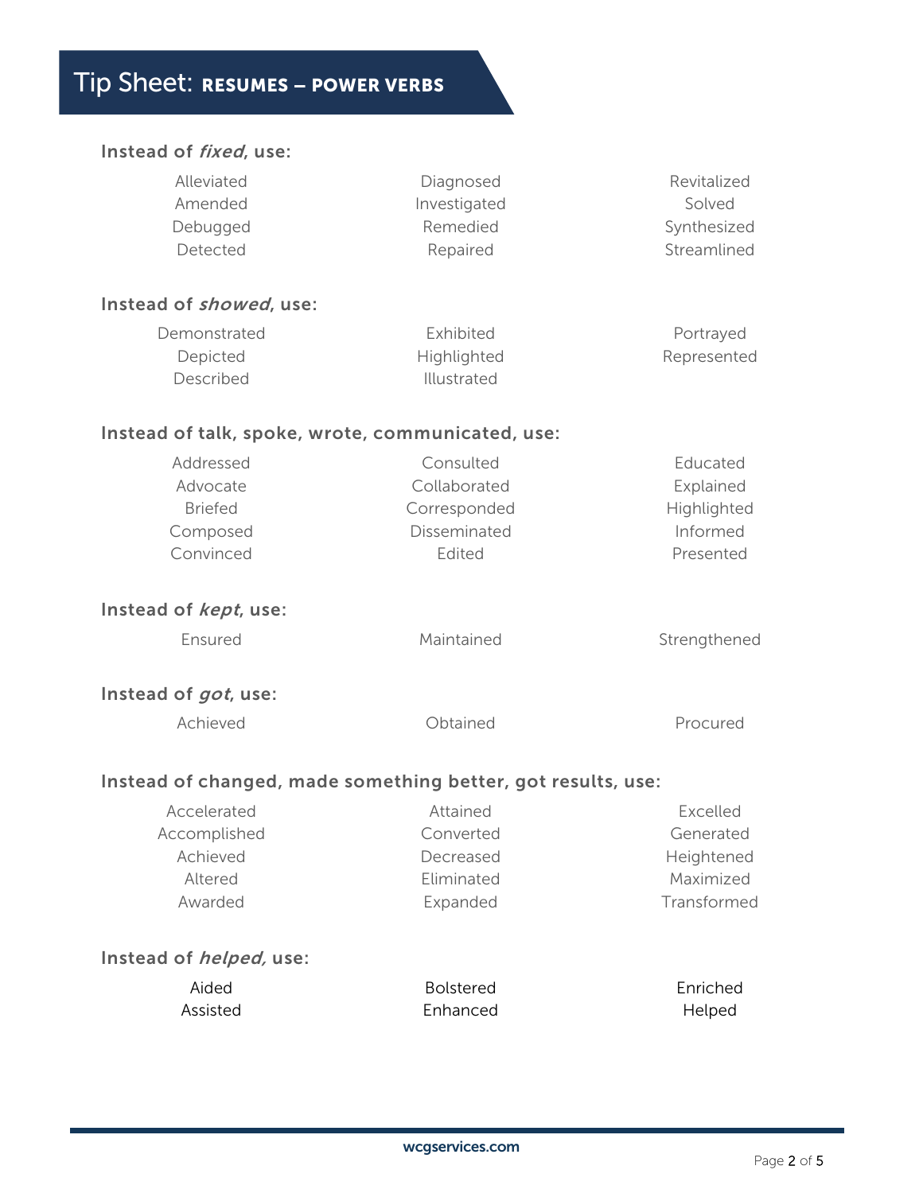# Tip Sheet: RESUMES – POWER VERBS

### Instead of *fixed*, use:

| | | |
|---|---|---|
| Alleviated | Diagnosed | Revitalized |
| Amended | Investigated | Solved |
| Debugged | Remedied | Synthesized |
| Detected | Repaired | Streamlined |

### Instead of *showed*, use:

| | | |
|---|---|---|
| Demonstrated | Exhibited | Portrayed |
| Depicted | Highlighted | Represented |
| Described | Illustrated | |

### Instead of talk, spoke, wrote, communicated, use:

| | | |
|---|---|---|
| Addressed | Consulted | Educated |
| Advocate | Collaborated | Explained |
| Briefed | Corresponded | Highlighted |
| Composed | Disseminated | Informed |
| Convinced | Edited | Presented |

### Instead of *kept*, use:

| | | |
|---|---|---|
| Ensured | Maintained | Strengthened |

### Instead of *got*, use:

| | | |
|---|---|---|
| Achieved | Obtained | Procured |

### Instead of changed, made something better, got results, use:

| | | |
|---|---|---|
| Accelerated | Attained | Excelled |
| Accomplished | Converted | Generated |
| Achieved | Decreased | Heightened |
| Altered | Eliminated | Maximized |
| Awarded | Expanded | Transformed |

### Instead of *helped,* use:

| | | |
|---|---|---|
| Aided | Bolstered | Enriched |
| Assisted | Enhanced | Helped |

wcgservices.com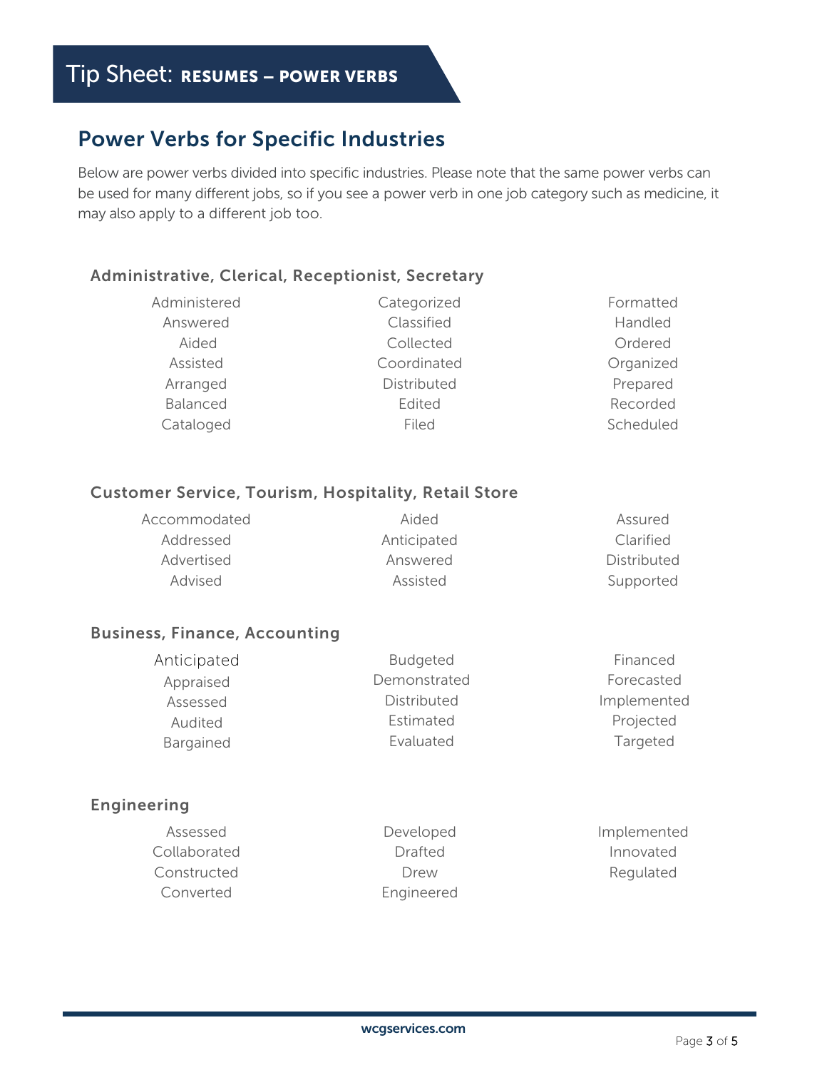# Tip Sheet: RESUMES – POWER VERBS

## Power Verbs for Specific Industries

Below are power verbs divided into specific industries. Please note that the same power verbs can be used for many different jobs, so if you see a power verb in one job category such as medicine, it may also apply to a different job too.

### Administrative, Clerical, Receptionist, Secretary

| | | |
|---|---|---|
| Administered | Categorized | Formatted |
| Answered | Classified | Handled |
| Aided | Collected | Ordered |
| Assisted | Coordinated | Organized |
| Arranged | Distributed | Prepared |
| Balanced | Edited | Recorded |
| Cataloged | Filed | Scheduled |

### Customer Service, Tourism, Hospitality, Retail Store

| | | |
|---|---|---|
| Accommodated | Aided | Assured |
| Addressed | Anticipated | Clarified |
| Advertised | Answered | Distributed |
| Advised | Assisted | Supported |

### Business, Finance, Accounting

| | | |
|---|---|---|
| Anticipated | Budgeted | Financed |
| Appraised | Demonstrated | Forecasted |
| Assessed | Distributed | Implemented |
| Audited | Estimated | Projected |
| Bargained | Evaluated | Targeted |

### Engineering

| | | |
|---|---|---|
| Assessed | Developed | Implemented |
| Collaborated | Drafted | Innovated |
| Constructed | Drew | Regulated |
| Converted | Engineered | |

wcgservices.com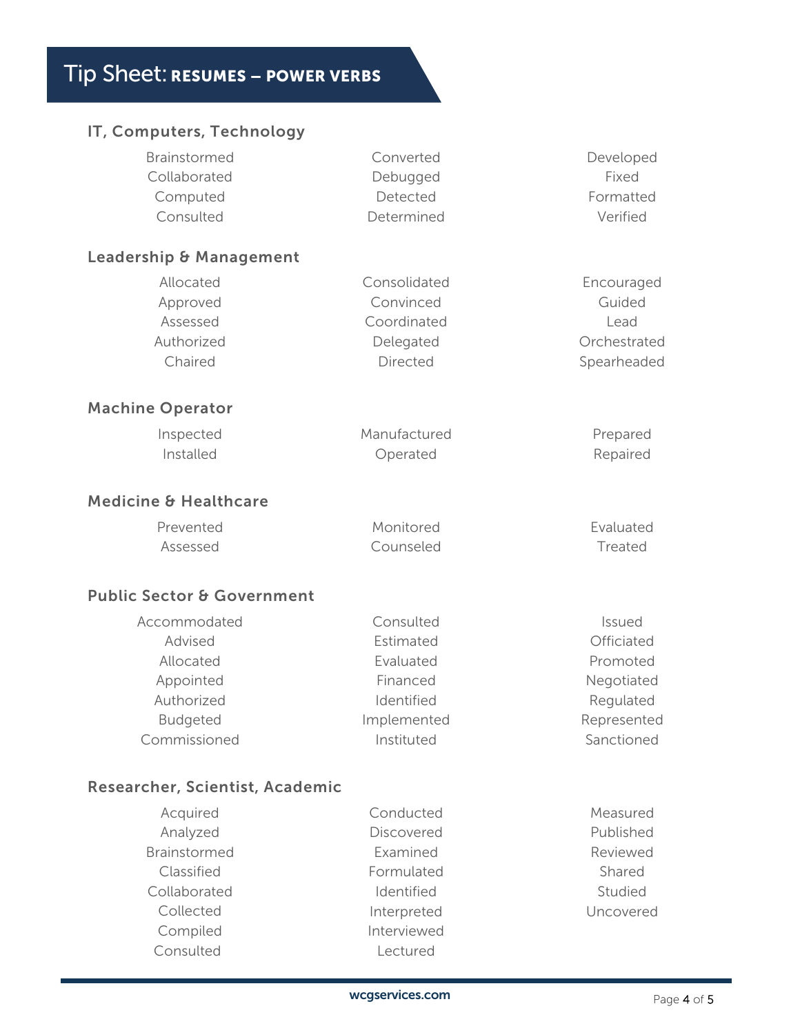# Tip Sheet: RESUMES – POWER VERBS

## IT, Computers, Technology

| | | |
|---|---|---|
| Brainstormed | Converted | Developed |
| Collaborated | Debugged | Fixed |
| Computed | Detected | Formatted |
| Consulted | Determined | Verified |

## Leadership & Management

| | | |
|---|---|---|
| Allocated | Consolidated | Encouraged |
| Approved | Convinced | Guided |
| Assessed | Coordinated | Lead |
| Authorized | Delegated | Orchestrated |
| Chaired | Directed | Spearheaded |

## Machine Operator

| | | |
|---|---|---|
| Inspected | Manufactured | Prepared |
| Installed | Operated | Repaired |

## Medicine & Healthcare

| | | |
|---|---|---|
| Prevented | Monitored | Evaluated |
| Assessed | Counseled | Treated |

## Public Sector & Government

| | | |
|---|---|---|
| Accommodated | Consulted | Issued |
| Advised | Estimated | Officiated |
| Allocated | Evaluated | Promoted |
| Appointed | Financed | Negotiated |
| Authorized | Identified | Regulated |
| Budgeted | Implemented | Represented |
| Commissioned | Instituted | Sanctioned |

## Researcher, Scientist, Academic

| | | |
|---|---|---|
| Acquired | Conducted | Measured |
| Analyzed | Discovered | Published |
| Brainstormed | Examined | Reviewed |
| Classified | Formulated | Shared |
| Collaborated | Identified | Studied |
| Collected | Interpreted | Uncovered |
| Compiled | Interviewed | |
| Consulted | Lectured | |

wcgservices.com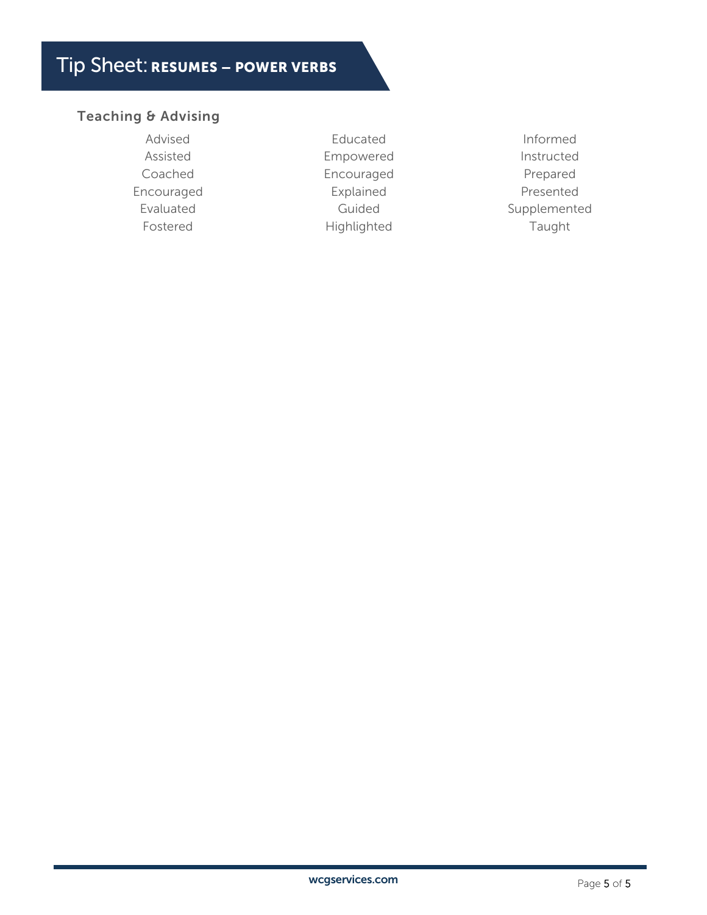# Tip Sheet: RESUMES – POWER VERBS

## Teaching & Advising

| | | |
|---|---|---|
| Advised | Educated | Informed |
| Assisted | Empowered | Instructed |
| Coached | Encouraged | Prepared |
| Encouraged | Explained | Presented |
| Evaluated | Guided | Supplemented |
| Fostered | Highlighted | Taught |

wcgservices.com